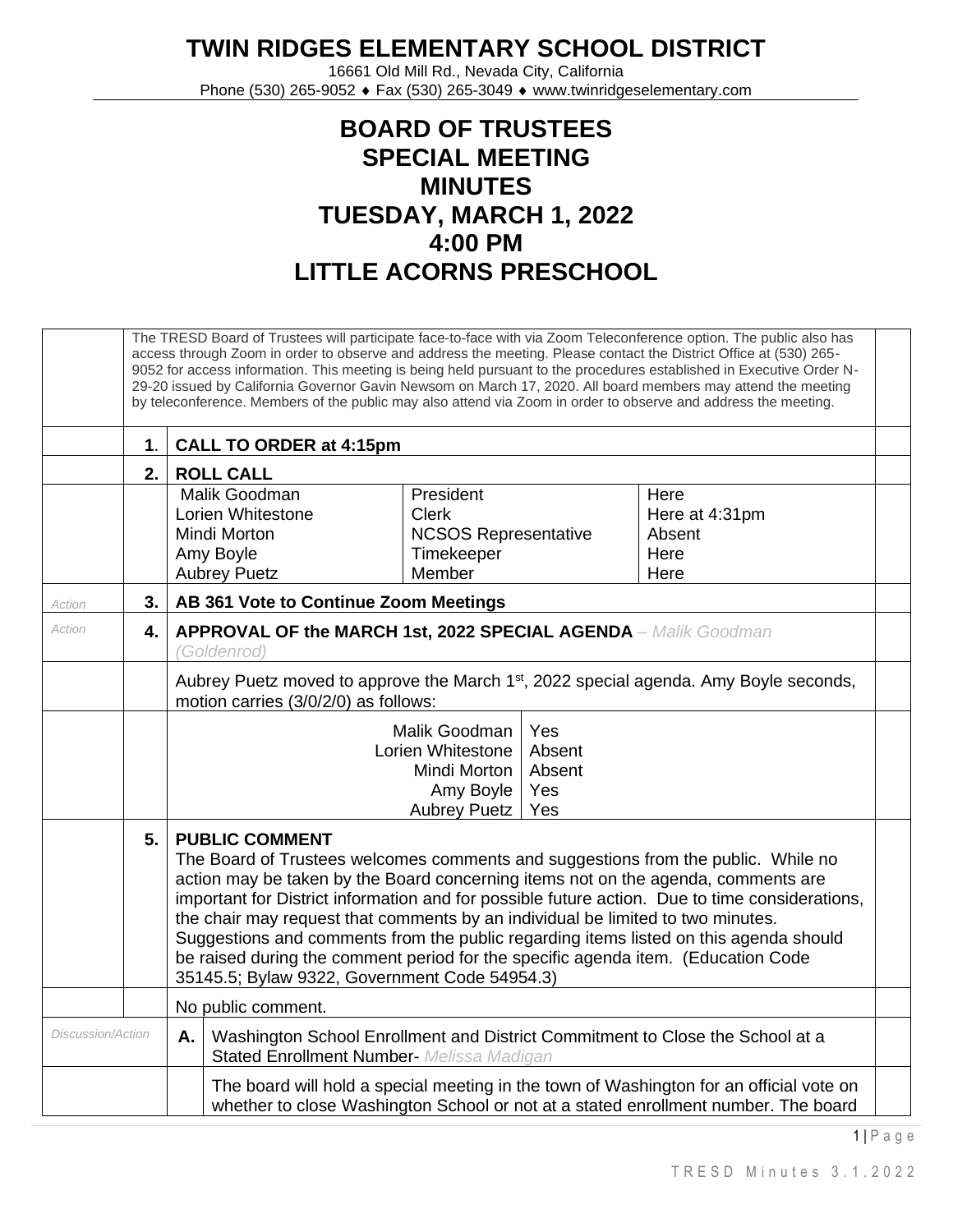# TWIN RIDGES ELEMENTARY SCHOOL DISTRICT

16661 Old Mill Rd., Nevada City, California
Phone (530) 265-9052 ♦ Fax (530) 265-3049 ♦ www.twinridgeselementary.com

## BOARD OF TRUSTEES
## SPECIAL MEETING
## MINUTES
## TUESDAY, MARCH 1, 2022
## 4:00 PM
## LITTLE ACORNS PRESCHOOL

The TRESD Board of Trustees will participate face-to-face with via Zoom Teleconference option. The public also has access through Zoom in order to observe and address the meeting. Please contact the District Office at (530) 265-9052 for access information. This meeting is being held pursuant to the procedures established in Executive Order N-29-20 issued by California Governor Gavin Newsom on March 17, 2020. All board members may attend the meeting by teleconference. Members of the public may also attend via Zoom in order to observe and address the meeting.

**1. CALL TO ORDER at 4:15pm**

**2. ROLL CALL**

| Name | Role | Status |
|---|---|---|
| Malik Goodman | President | Here |
| Lorien Whitestone | Clerk | Here at 4:31pm |
| Mindi Morton | NCSOS Representative | Absent |
| Amy Boyle | Timekeeper | Here |
| Aubrey Puetz | Member | Here |

*Action* **3. AB 361 Vote to Continue Zoom Meetings**

*Action* **4. APPROVAL OF the MARCH 1st, 2022 SPECIAL AGENDA** – *Malik Goodman (Goldenrod)*

Aubrey Puetz moved to approve the March 1st, 2022 special agenda. Amy Boyle seconds, motion carries (3/0/2/0) as follows:

| | |
|---|---|
| Malik Goodman | Yes |
| Lorien Whitestone | Absent |
| Mindi Morton | Absent |
| Amy Boyle | Yes |
| Aubrey Puetz | Yes |

**5. PUBLIC COMMENT**

The Board of Trustees welcomes comments and suggestions from the public. While no action may be taken by the Board concerning items not on the agenda, comments are important for District information and for possible future action. Due to time considerations, the chair may request that comments by an individual be limited to two minutes. Suggestions and comments from the public regarding items listed on this agenda should be raised during the comment period for the specific agenda item. (Education Code 35145.5; Bylaw 9322, Government Code 54954.3)

No public comment.

*Discussion/Action* **A.** Washington School Enrollment and District Commitment to Close the School at a Stated Enrollment Number- *Melissa Madigan*

The board will hold a special meeting in the town of Washington for an official vote on whether to close Washington School or not at a stated enrollment number. The board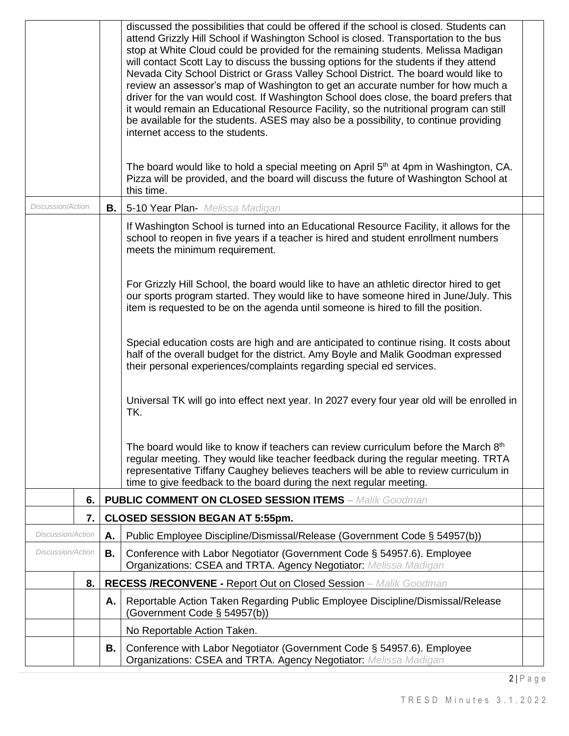| | | | | |
|---|---|---|---|---|
| | | | discussed the possibilities that could be offered if the school is closed. Students can attend Grizzly Hill School if Washington School is closed. Transportation to the bus stop at White Cloud could be provided for the remaining students. Melissa Madigan will contact Scott Lay to discuss the bussing options for the students if they attend Nevada City School District or Grass Valley School District. The board would like to review an assessor's map of Washington to get an accurate number for how much a driver for the van would cost. If Washington School does close, the board prefers that it would remain an Educational Resource Facility, so the nutritional program can still be available for the students. ASES may also be a possibility, to continue providing internet access to the students.<br><br>The board would like to hold a special meeting on April 5th at 4pm in Washington, CA. Pizza will be provided, and the board will discuss the future of Washington School at this time. | |
| *Discussion/Action* | | **B.** | 5-10 Year Plan- *Melissa Madigan* | |
| | | | If Washington School is turned into an Educational Resource Facility, it allows for the school to reopen in five years if a teacher is hired and student enrollment numbers meets the minimum requirement.<br><br>For Grizzly Hill School, the board would like to have an athletic director hired to get our sports program started. They would like to have someone hired in June/July. This item is requested to be on the agenda until someone is hired to fill the position.<br><br>Special education costs are high and are anticipated to continue rising. It costs about half of the overall budget for the district. Amy Boyle and Malik Goodman expressed their personal experiences/complaints regarding special ed services.<br><br>Universal TK will go into effect next year. In 2027 every four year old will be enrolled in TK.<br><br>The board would like to know if teachers can review curriculum before the March 8th regular meeting. They would like teacher feedback during the regular meeting. TRTA representative Tiffany Caughey believes teachers will be able to review curriculum in time to give feedback to the board during the next regular meeting. | |
| | **6.** | **PUBLIC COMMENT ON CLOSED SESSION ITEMS** – *Malik Goodman* | | |
| | **7.** | **CLOSED SESSION BEGAN AT 5:55pm.** | | |
| *Discussion/Action* | | **A.** | Public Employee Discipline/Dismissal/Release (Government Code § 54957(b)) | |
| *Discussion/Action* | | **B.** | Conference with Labor Negotiator (Government Code § 54957.6). Employee Organizations: CSEA and TRTA. Agency Negotiator: *Melissa Madigan* | |
| | **8.** | **RECESS /RECONVENE -** Report Out on Closed Session – *Malik Goodman* | | |
| | | **A.** | Reportable Action Taken Regarding Public Employee Discipline/Dismissal/Release (Government Code § 54957(b)) | |
| | | | No Reportable Action Taken. | |
| | | **B.** | Conference with Labor Negotiator (Government Code § 54957.6). Employee Organizations: CSEA and TRTA. Agency Negotiator: *Melissa Madigan* | |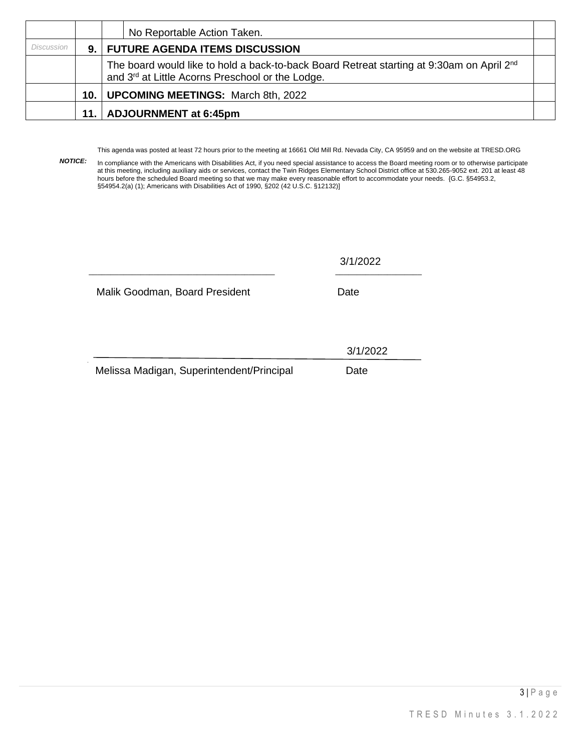| | | | | |
|---|---|---|---|---|
| | | | No Reportable Action Taken. | |
| *Discussion* | **9.** | **FUTURE AGENDA ITEMS DISCUSSION** | | |
| | | The board would like to hold a back-to-back Board Retreat starting at 9:30am on April 2nd and 3rd at Little Acorns Preschool or the Lodge. | | |
| | **10.** | **UPCOMING MEETINGS:** March 8th, 2022 | | |
| | **11.** | **ADJOURNMENT at 6:45pm** | | |

***NOTICE:***

This agenda was posted at least 72 hours prior to the meeting at 16661 Old Mill Rd. Nevada City, CA 95959 and on the website at TRESD.ORG

In compliance with the Americans with Disabilities Act, if you need special assistance to access the Board meeting room or to otherwise participate at this meeting, including auxiliary aids or services, contact the Twin Ridges Elementary School District office at 530.265-9052 ext. 201 at least 48 hours before the scheduled Board meeting so that we may make every reasonable effort to accommodate your needs. {G.C. §54953.2, §54954.2(a) (1); Americans with Disabilities Act of 1990, §202 (42 U.S.C. §12132)]

_________________________________ 3/1/2022

Malik Goodman, Board President Date

_________________________________ 3/1/2022

Melissa Madigan, Superintendent/Principal Date